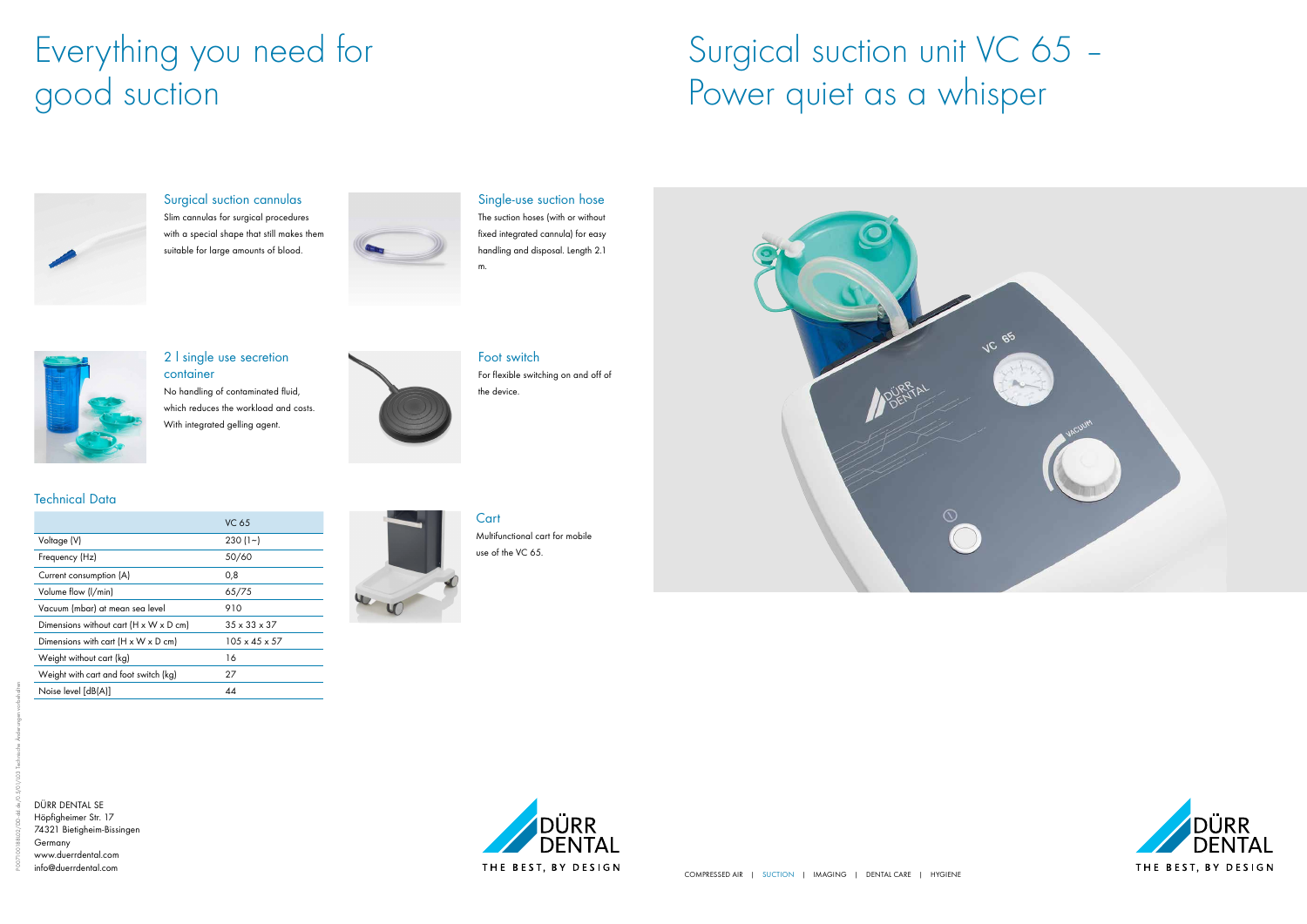# Everything you need for good suction

### Surgical suction cannulas

Slim cannulas for surgical procedures with a special shape that still makes them suitable for large amounts of blood.

### Single-use suction hose

The suction hoses (with or without fixed integrated cannula) for easy handling and disposal. Length 2.1 m.

### 2 l single use secretion container

No handling of contaminated fluid, which reduces the workload and costs. With integrated gelling agent.

### Foot switch

For flexible switching on and off of the device.

### Cart

Multifunctional cart for mobile use of the VC 65.

## Technical Data

| | VC 65 |
|---|---|
| Voltage (V) | 230 (1~) |
| Frequency (Hz) | 50/60 |
| Current consumption (A) | 0,8 |
| Volume flow (l/min) | 65/75 |
| Vacuum (mbar) at mean sea level | 910 |
| Dimensions without cart (H x W x D cm) | 35 x 33 x 37 |
| Dimensions with cart (H x W x D cm) | 105 x 45 x 57 |
| Weight without cart (kg) | 16 |
| Weight with cart and foot switch (kg) | 27 |
| Noise level [dB(A)] | 44 |

DÜRR DENTAL SE
Höpfigheimer Str. 17
74321 Bietigheim-Bissingen
Germany
www.duerrdental.com
info@duerrdental.com

DÜRR DENTAL
THE BEST, BY DESIGN

# Surgical suction unit VC 65 – Power quiet as a whisper

DÜRR DENTAL
THE BEST, BY DESIGN

COMPRESSED AIR | SUCTION | IMAGING | DENTAL CARE | HYGIENE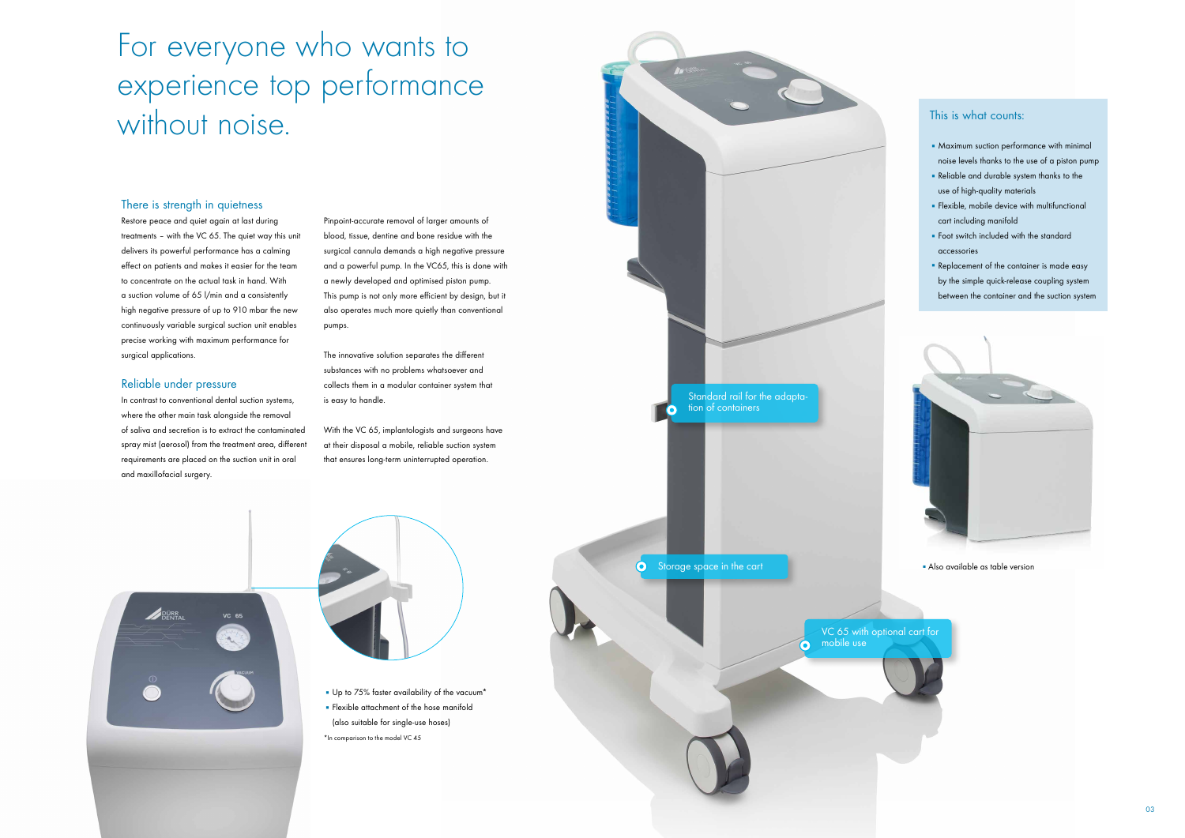# For everyone who wants to experience top performance without noise.

## There is strength in quietness

Restore peace and quiet again at last during treatments – with the VC 65. The quiet way this unit delivers its powerful performance has a calming effect on patients and makes it easier for the team to concentrate on the actual task in hand. With a suction volume of 65 l/min and a consistently high negative pressure of up to 910 mbar the new continuously variable surgical suction unit enables precise working with maximum performance for surgical applications.

## Reliable under pressure

In contrast to conventional dental suction systems, where the other main task alongside the removal of saliva and secretion is to extract the contaminated spray mist (aerosol) from the treatment area, different requirements are placed on the suction unit in oral and maxillofacial surgery.

Pinpoint-accurate removal of larger amounts of blood, tissue, dentine and bone residue with the surgical cannula demands a high negative pressure and a powerful pump. In the VC65, this is done with a newly developed and optimised piston pump. This pump is not only more efficient by design, but it also operates much more quietly than conventional pumps.

The innovative solution separates the different substances with no problems whatsoever and collects them in a modular container system that is easy to handle.

With the VC 65, implantologists and surgeons have at their disposal a mobile, reliable suction system that ensures long-term uninterrupted operation.

- Up to 75% faster availability of the vacuum*
- Flexible attachment of the hose manifold (also suitable for single-use hoses)

*In comparison to the model VC 45

Standard rail for the adaptation of containers

Storage space in the cart

VC 65 with optional cart for mobile use

### This is what counts:

- Maximum suction performance with minimal noise levels thanks to the use of a piston pump
- Reliable and durable system thanks to the use of high-quality materials
- Flexible, mobile device with multifunctional cart including manifold
- Foot switch included with the standard accessories
- Replacement of the container is made easy by the simple quick-release coupling system between the container and the suction system

- Also available as table version